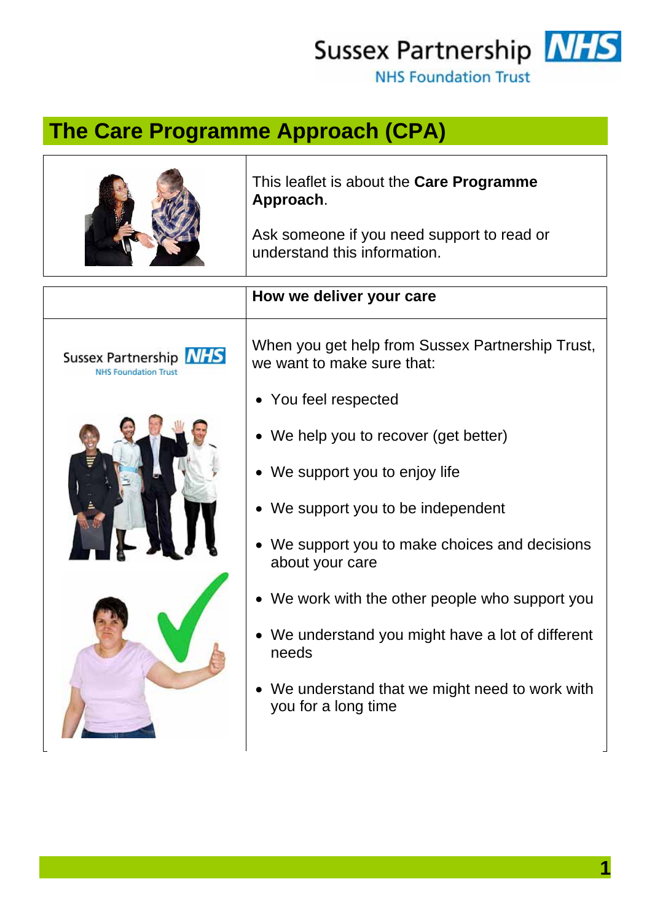# The Care Programme Approach (CPA)

This leaflet is about the **Care Programme Approach**.

Ask someone if you need support to read or understand this information.

## How we deliver your care

When you get help from Sussex Partnership Trust, we want to make sure that:

- You feel respected
- We help you to recover (get better)
- We support you to enjoy life
- We support you to be independent
- We support you to make choices and decisions about your care
- We work with the other people who support you
- We understand you might have a lot of different needs
- We understand that we might need to work with you for a long time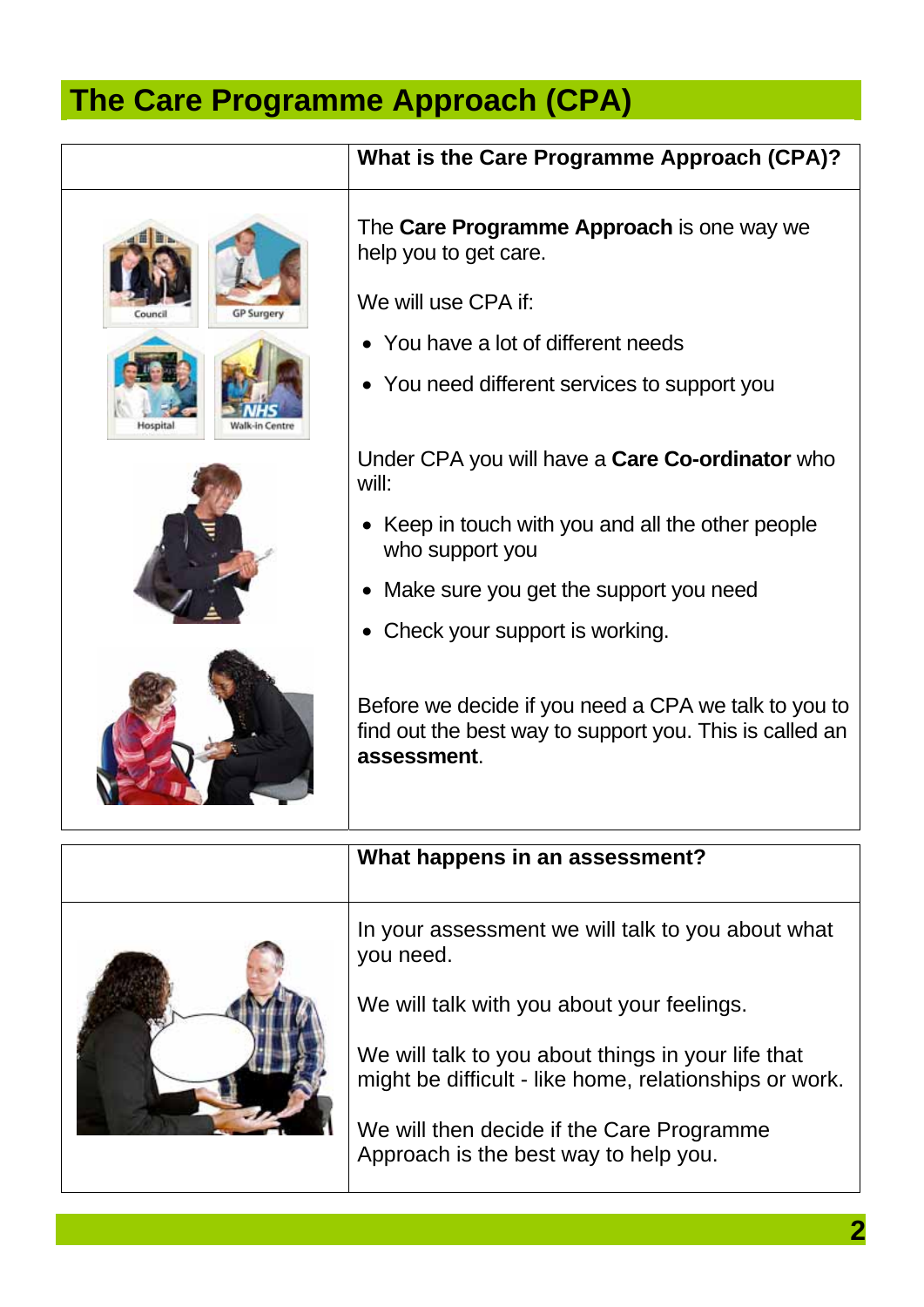# The Care Programme Approach (CPA)

## What is the Care Programme Approach (CPA)?

The **Care Programme Approach** is one way we help you to get care.

We will use CPA if:

- You have a lot of different needs
- You need different services to support you

Under CPA you will have a **Care Co-ordinator** who will:

- Keep in touch with you and all the other people who support you
- Make sure you get the support you need
- Check your support is working.

Before we decide if you need a CPA we talk to you to find out the best way to support you. This is called an **assessment**.

## What happens in an assessment?

In your assessment we will talk to you about what you need.

We will talk with you about your feelings.

We will talk to you about things in your life that might be difficult - like home, relationships or work.

We will then decide if the Care Programme Approach is the best way to help you.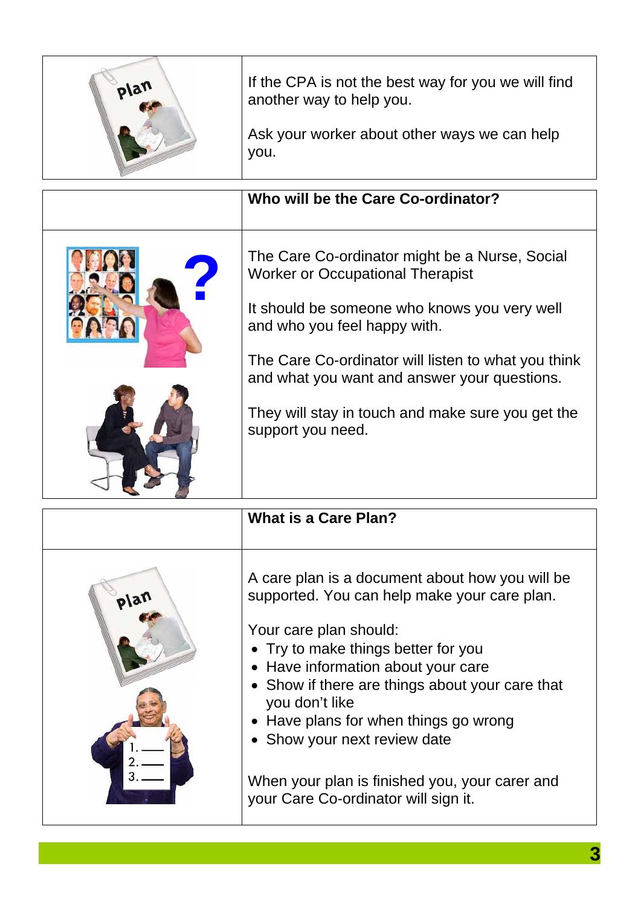If the CPA is not the best way for you we will find another way to help you.

Ask your worker about other ways we can help you.

## Who will be the Care Co-ordinator?

The Care Co-ordinator might be a Nurse, Social Worker or Occupational Therapist

It should be someone who knows you very well and who you feel happy with.

The Care Co-ordinator will listen to what you think and what you want and answer your questions.

They will stay in touch and make sure you get the support you need.

## What is a Care Plan?

A care plan is a document about how you will be supported. You can help make your care plan.

Your care plan should:

- Try to make things better for you
- Have information about your care
- Show if there are things about your care that you don't like
- Have plans for when things go wrong
- Show your next review date

When your plan is finished you, your carer and your Care Co-ordinator will sign it.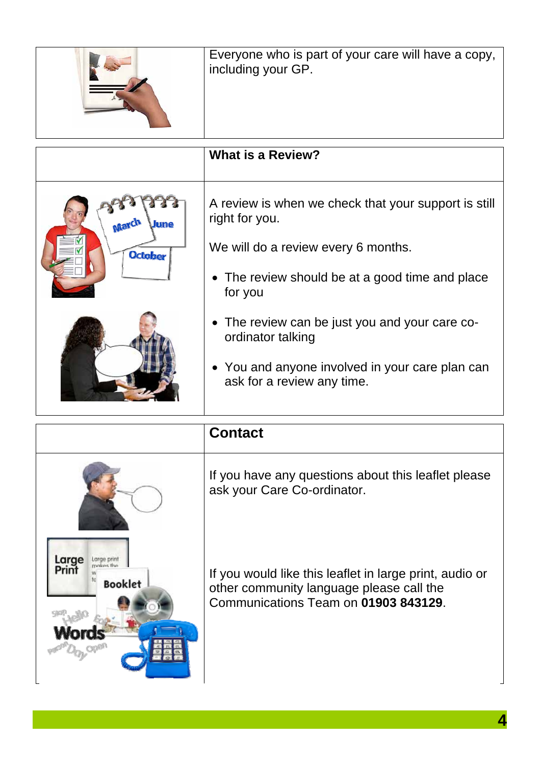Everyone who is part of your care will have a copy, including your GP.

## What is a Review?

A review is when we check that your support is still right for you.

We will do a review every 6 months.

- The review should be at a good time and place for you
- The review can be just you and your care co-ordinator talking
- You and anyone involved in your care plan can ask for a review any time.

## Contact

If you have any questions about this leaflet please ask your Care Co-ordinator.

If you would like this leaflet in large print, audio or other community language please call the Communications Team on **01903 843129**.